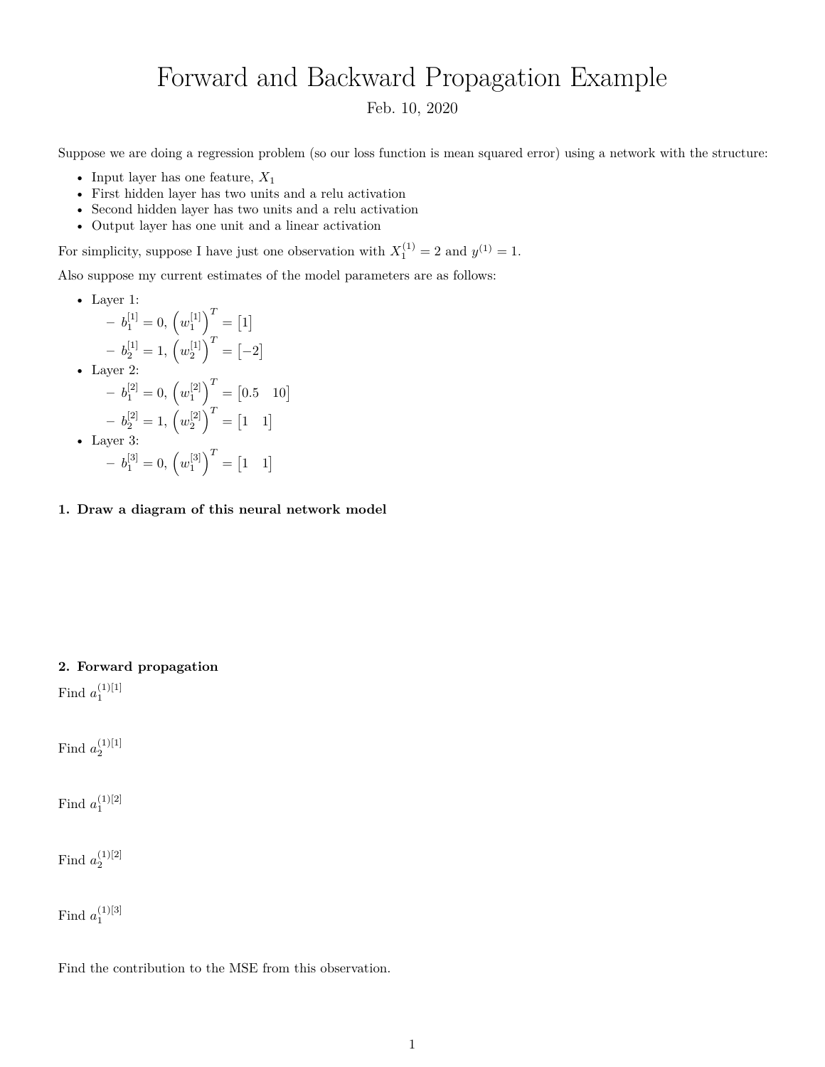# Forward and Backward Propagation Example

Feb. 10, 2020

Suppose we are doing a regression problem (so our loss function is mean squared error) using a network with the structure:

- Input layer has one feature, $X_1$
- First hidden layer has two units and a relu activation
- Second hidden layer has two units and a relu activation
- Output layer has one unit and a linear activation

For simplicity, suppose I have just one observation with $X_1^{(1)} = 2$ and $y^{(1)} = 1$.

Also suppose my current estimates of the model parameters are as follows:

- Layer 1:
  - $b_1^{[1]} = 0$, $\left(w_1^{[1]}\right)^T = \begin{bmatrix} 1 \end{bmatrix}$
  - $b_2^{[1]} = 1$, $\left(w_2^{[1]}\right)^T = \begin{bmatrix} -2 \end{bmatrix}$
- Layer 2:
  - $b_1^{[2]} = 0$, $\left(w_1^{[2]}\right)^T = \begin{bmatrix} 0.5 & 10 \end{bmatrix}$
  - $b_2^{[2]} = 1$, $\left(w_2^{[2]}\right)^T = \begin{bmatrix} 1 & 1 \end{bmatrix}$
- Layer 3:
  - $b_1^{[3]} = 0$, $\left(w_1^{[3]}\right)^T = \begin{bmatrix} 1 & 1 \end{bmatrix}$

**1. Draw a diagram of this neural network model**

**2. Forward propagation**

Find $a_1^{(1)[1]}$

Find $a_2^{(1)[1]}$

Find $a_1^{(1)[2]}$

Find $a_2^{(1)[2]}$

Find $a_1^{(1)[3]}$

Find the contribution to the MSE from this observation.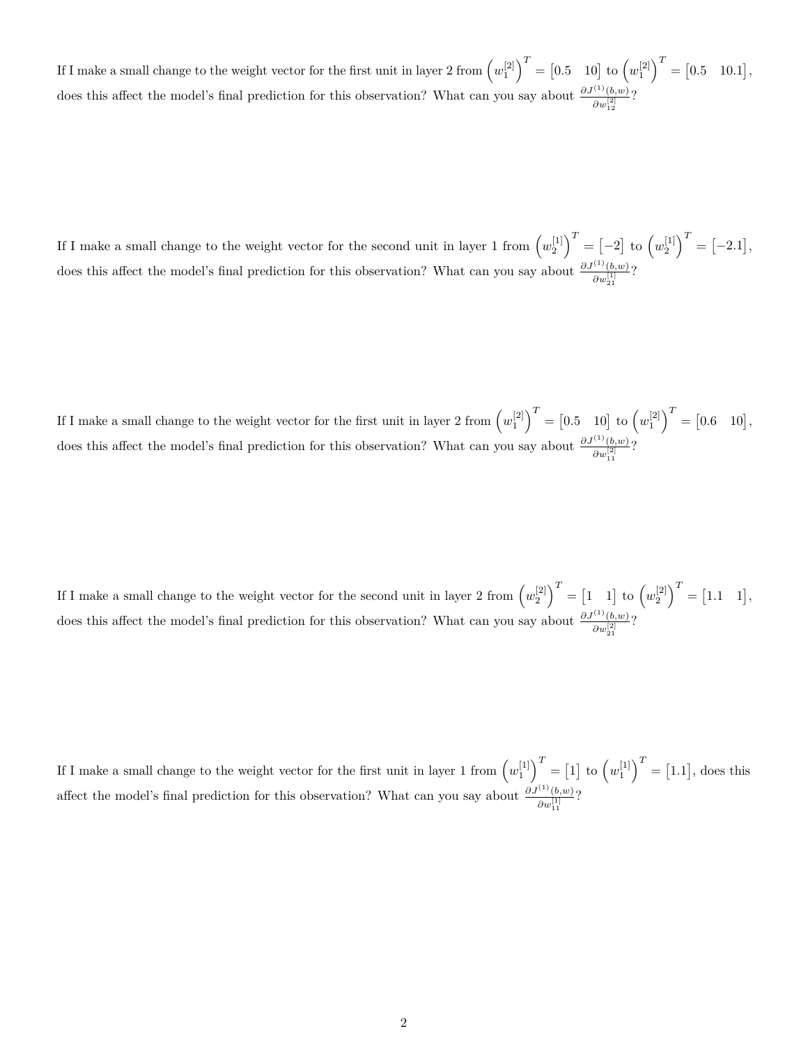If I make a small change to the weight vector for the first unit in layer 2 from $\left(w_1^{[2]}\right)^T = \begin{bmatrix} 0.5 & 10 \end{bmatrix}$ to $\left(w_1^{[2]}\right)^T = \begin{bmatrix} 0.5 & 10.1 \end{bmatrix}$, does this affect the model's final prediction for this observation? What can you say about $\frac{\partial J^{(1)}(b,w)}{\partial w_{12}^{[2]}}$?

If I make a small change to the weight vector for the second unit in layer 1 from $\left(w_2^{[1]}\right)^T = \begin{bmatrix} -2 \end{bmatrix}$ to $\left(w_2^{[1]}\right)^T = \begin{bmatrix} -2.1 \end{bmatrix}$, does this affect the model's final prediction for this observation? What can you say about $\frac{\partial J^{(1)}(b,w)}{\partial w_{21}^{[1]}}$?

If I make a small change to the weight vector for the first unit in layer 2 from $\left(w_1^{[2]}\right)^T = \begin{bmatrix} 0.5 & 10 \end{bmatrix}$ to $\left(w_1^{[2]}\right)^T = \begin{bmatrix} 0.6 & 10 \end{bmatrix}$, does this affect the model's final prediction for this observation? What can you say about $\frac{\partial J^{(1)}(b,w)}{\partial w_{11}^{[2]}}$?

If I make a small change to the weight vector for the second unit in layer 2 from $\left(w_2^{[2]}\right)^T = \begin{bmatrix} 1 & 1 \end{bmatrix}$ to $\left(w_2^{[2]}\right)^T = \begin{bmatrix} 1.1 & 1 \end{bmatrix}$, does this affect the model's final prediction for this observation? What can you say about $\frac{\partial J^{(1)}(b,w)}{\partial w_{21}^{[2]}}$?

If I make a small change to the weight vector for the first unit in layer 1 from $\left(w_1^{[1]}\right)^T = \begin{bmatrix} 1 \end{bmatrix}$ to $\left(w_1^{[1]}\right)^T = \begin{bmatrix} 1.1 \end{bmatrix}$, does this affect the model's final prediction for this observation? What can you say about $\frac{\partial J^{(1)}(b,w)}{\partial w_{11}^{[1]}}$?